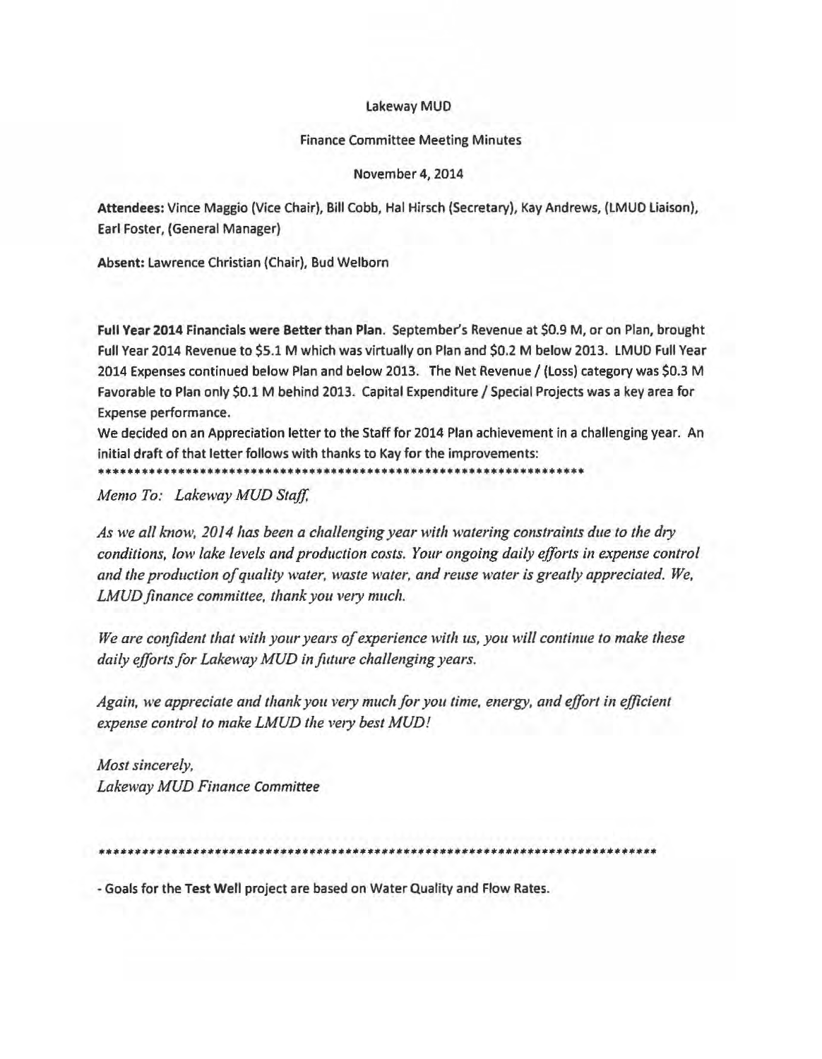Lakeway MUD

Finance Committee Meeting Minutes

November 4, 2014

**Attendees:** Vince Maggio (Vice Chair), Bill Cobb, Hal Hirsch (Secretary), Kay Andrews, (LMUD Liaison), Earl Foster, (General Manager)

**Absent:** Lawrence Christian (Chair), Bud Welborn

**Full Year 2014 Financials were Better than Plan**. September's Revenue at $0.9 M, or on Plan, brought Full Year 2014 Revenue to $5.1 M which was virtually on Plan and $0.2 M below 2013. LMUD Full Year 2014 Expenses continued below Plan and below 2013. The Net Revenue / (Loss) category was $0.3 M Favorable to Plan only $0.1 M behind 2013. Capital Expenditure / Special Projects was a key area for Expense performance.

We decided on an Appreciation letter to the Staff for 2014 Plan achievement in a challenging year. An initial draft of that letter follows with thanks to Kay for the improvements:

**********************************************************************

*Memo To: Lakeway MUD Staff,*

*As we all know, 2014 has been a challenging year with watering constraints due to the dry conditions, low lake levels and production costs. Your ongoing daily efforts in expense control and the production of quality water, waste water, and reuse water is greatly appreciated. We, LMUD finance committee, thank you very much.*

*We are confident that with your years of experience with us, you will continue to make these daily efforts for Lakeway MUD in future challenging years.*

*Again, we appreciate and thank you very much for you time, energy, and effort in efficient expense control to make LMUD the very best MUD!*

*Most sincerely,*
*Lakeway MUD Finance Committee*

**********************************************************************************

- Goals for the **Test Well** project are based on Water Quality and Flow Rates.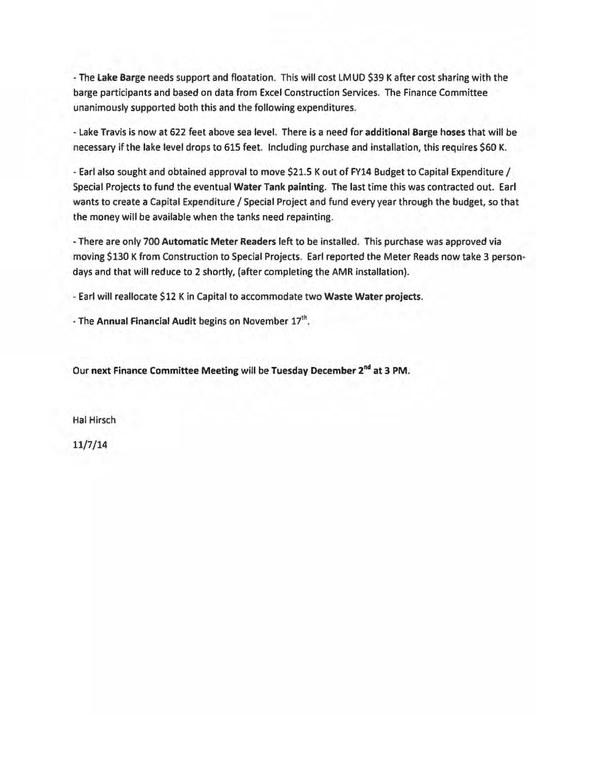- The **Lake Barge** needs support and floatation. This will cost LMUD $39 K after cost sharing with the barge participants and based on data from Excel Construction Services. The Finance Committee unanimously supported both this and the following expenditures.

- Lake Travis is now at 622 feet above sea level. There is a need for **additional Barge hoses** that will be necessary if the lake level drops to 615 feet. Including purchase and installation, this requires $60 K.

- Earl also sought and obtained approval to move $21.5 K out of FY14 Budget to Capital Expenditure / Special Projects to fund the eventual **Water Tank painting**. The last time this was contracted out. Earl wants to create a Capital Expenditure / Special Project and fund every year through the budget, so that the money will be available when the tanks need repainting.

- There are only 700 **Automatic Meter Readers** left to be installed. This purchase was approved via moving $130 K from Construction to Special Projects. Earl reported the Meter Reads now take 3 person-days and that will reduce to 2 shortly, (after completing the AMR installation).

- Earl will reallocate $12 K in Capital to accommodate two **Waste Water projects**.

- The **Annual Financial Audit** begins on November 17th.

**Our next Finance Committee Meeting will be Tuesday December 2nd at 3 PM.**

Hal Hirsch

11/7/14